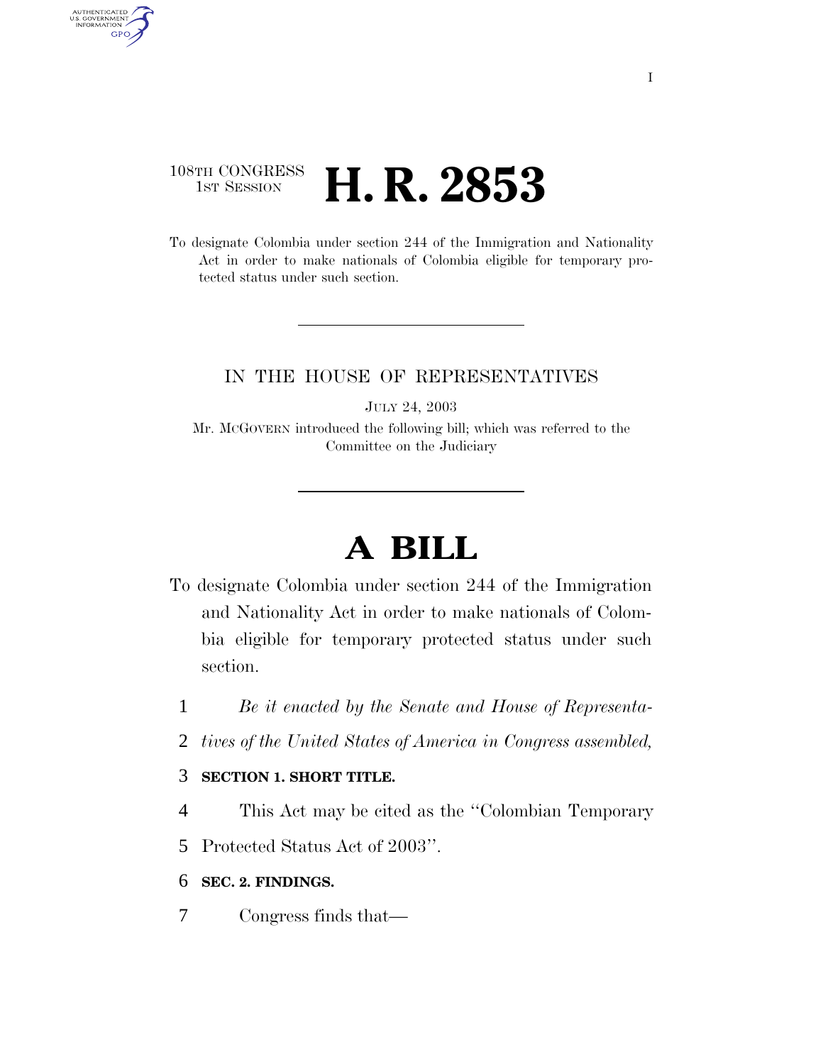108TH CONGRESS
1ST SESSION

# H. R. 2853

To designate Colombia under section 244 of the Immigration and Nationality Act in order to make nationals of Colombia eligible for temporary protected status under such section.

IN THE HOUSE OF REPRESENTATIVES

JULY 24, 2003

Mr. MCGOVERN introduced the following bill; which was referred to the Committee on the Judiciary

# A BILL

To designate Colombia under section 244 of the Immigration and Nationality Act in order to make nationals of Colombia eligible for temporary protected status under such section.

1 *Be it enacted by the Senate and House of Representa-*
2 *tives of the United States of America in Congress assembled,*

3 **SECTION 1. SHORT TITLE.**

4 This Act may be cited as the ''Colombian Temporary
5 Protected Status Act of 2003''.

6 **SEC. 2. FINDINGS.**

7 Congress finds that—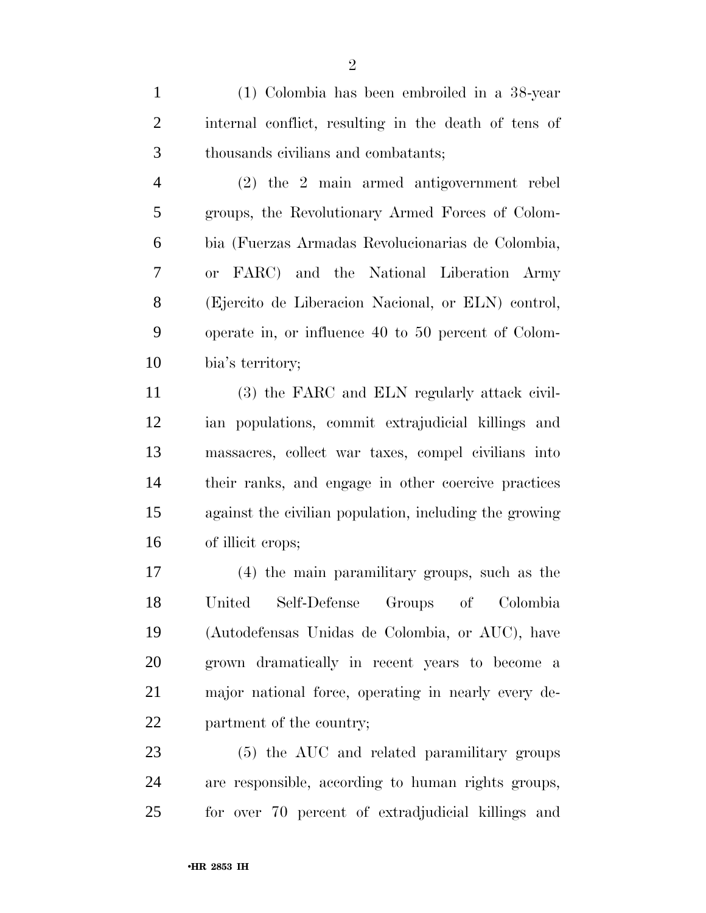(1) Colombia has been embroiled in a 38-year internal conflict, resulting in the death of tens of thousands civilians and combatants;

(2) the 2 main armed antigovernment rebel groups, the Revolutionary Armed Forces of Colombia (Fuerzas Armadas Revolucionarias de Colombia, or FARC) and the National Liberation Army (Ejercito de Liberacion Nacional, or ELN) control, operate in, or influence 40 to 50 percent of Colombia's territory;

(3) the FARC and ELN regularly attack civilian populations, commit extrajudicial killings and massacres, collect war taxes, compel civilians into their ranks, and engage in other coercive practices against the civilian population, including the growing of illicit crops;

(4) the main paramilitary groups, such as the United Self-Defense Groups of Colombia (Autodefensas Unidas de Colombia, or AUC), have grown dramatically in recent years to become a major national force, operating in nearly every department of the country;

(5) the AUC and related paramilitary groups are responsible, according to human rights groups, for over 70 percent of extradjudicial killings and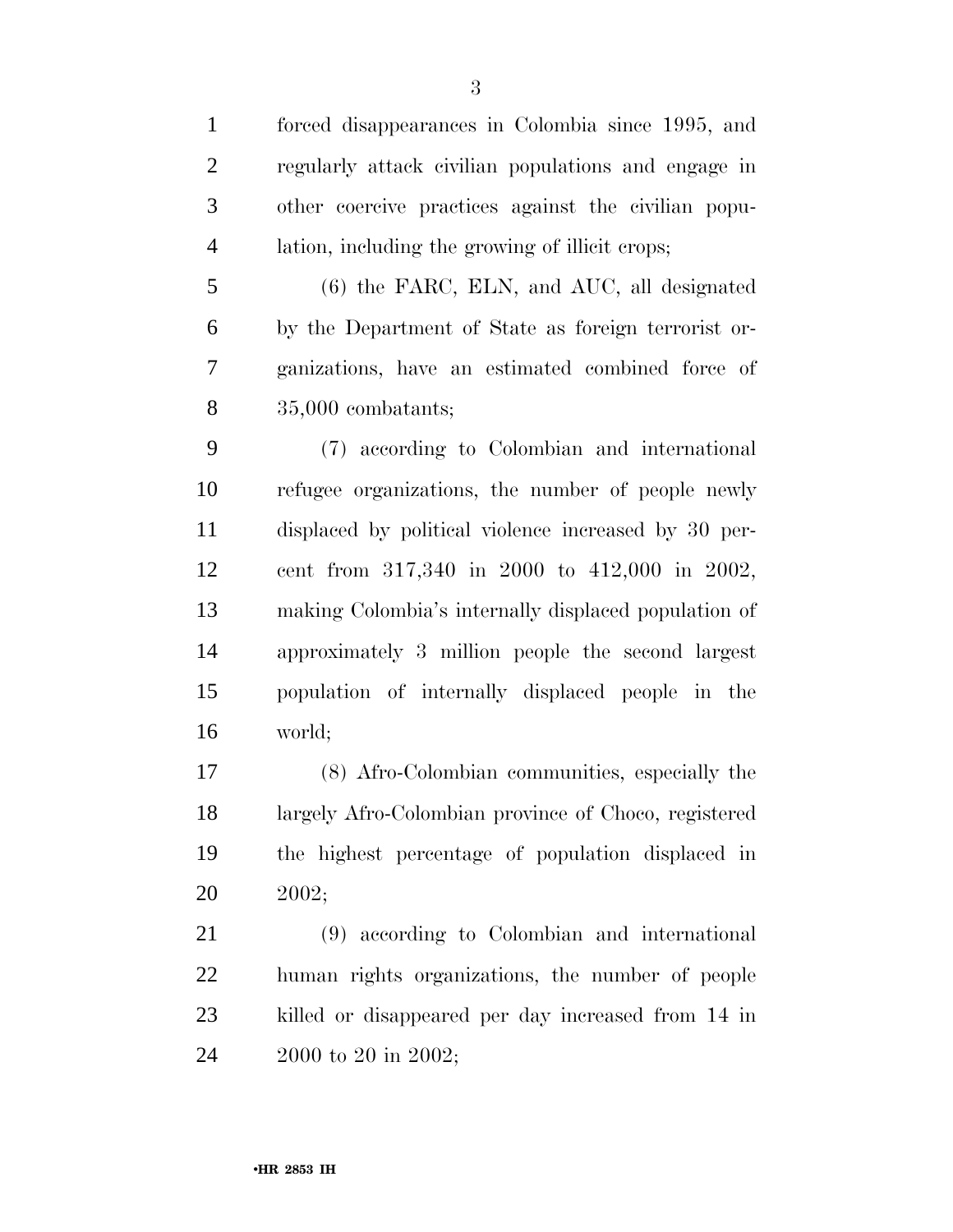forced disappearances in Colombia since 1995, and regularly attack civilian populations and engage in other coercive practices against the civilian population, including the growing of illicit crops;

(6) the FARC, ELN, and AUC, all designated by the Department of State as foreign terrorist organizations, have an estimated combined force of 35,000 combatants;

(7) according to Colombian and international refugee organizations, the number of people newly displaced by political violence increased by 30 percent from 317,340 in 2000 to 412,000 in 2002, making Colombia's internally displaced population of approximately 3 million people the second largest population of internally displaced people in the world;

(8) Afro-Colombian communities, especially the largely Afro-Colombian province of Choco, registered the highest percentage of population displaced in 2002;

(9) according to Colombian and international human rights organizations, the number of people killed or disappeared per day increased from 14 in 2000 to 20 in 2002;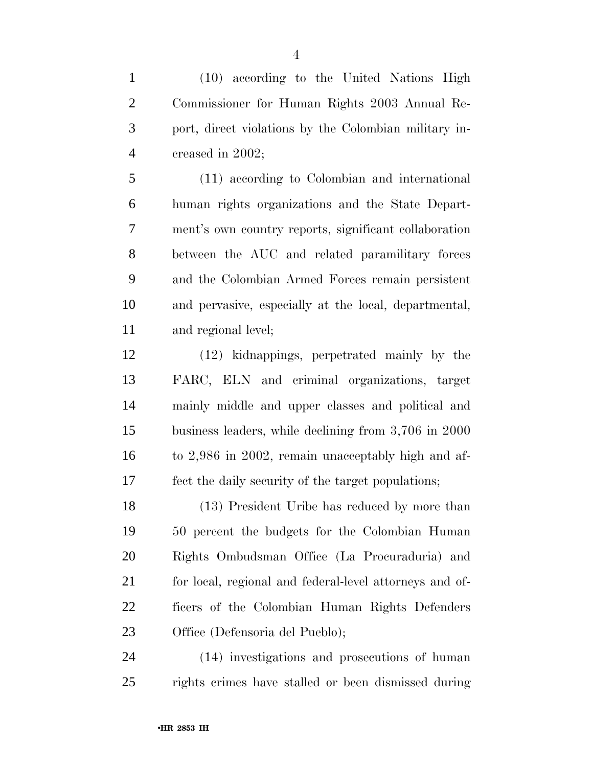(10) according to the United Nations High Commissioner for Human Rights 2003 Annual Report, direct violations by the Colombian military increased in 2002;

(11) according to Colombian and international human rights organizations and the State Department's own country reports, significant collaboration between the AUC and related paramilitary forces and the Colombian Armed Forces remain persistent and pervasive, especially at the local, departmental, and regional level;

(12) kidnappings, perpetrated mainly by the FARC, ELN and criminal organizations, target mainly middle and upper classes and political and business leaders, while declining from 3,706 in 2000 to 2,986 in 2002, remain unacceptably high and affect the daily security of the target populations;

(13) President Uribe has reduced by more than 50 percent the budgets for the Colombian Human Rights Ombudsman Office (La Procuraduria) and for local, regional and federal-level attorneys and officers of the Colombian Human Rights Defenders Office (Defensoria del Pueblo);

(14) investigations and prosecutions of human rights crimes have stalled or been dismissed during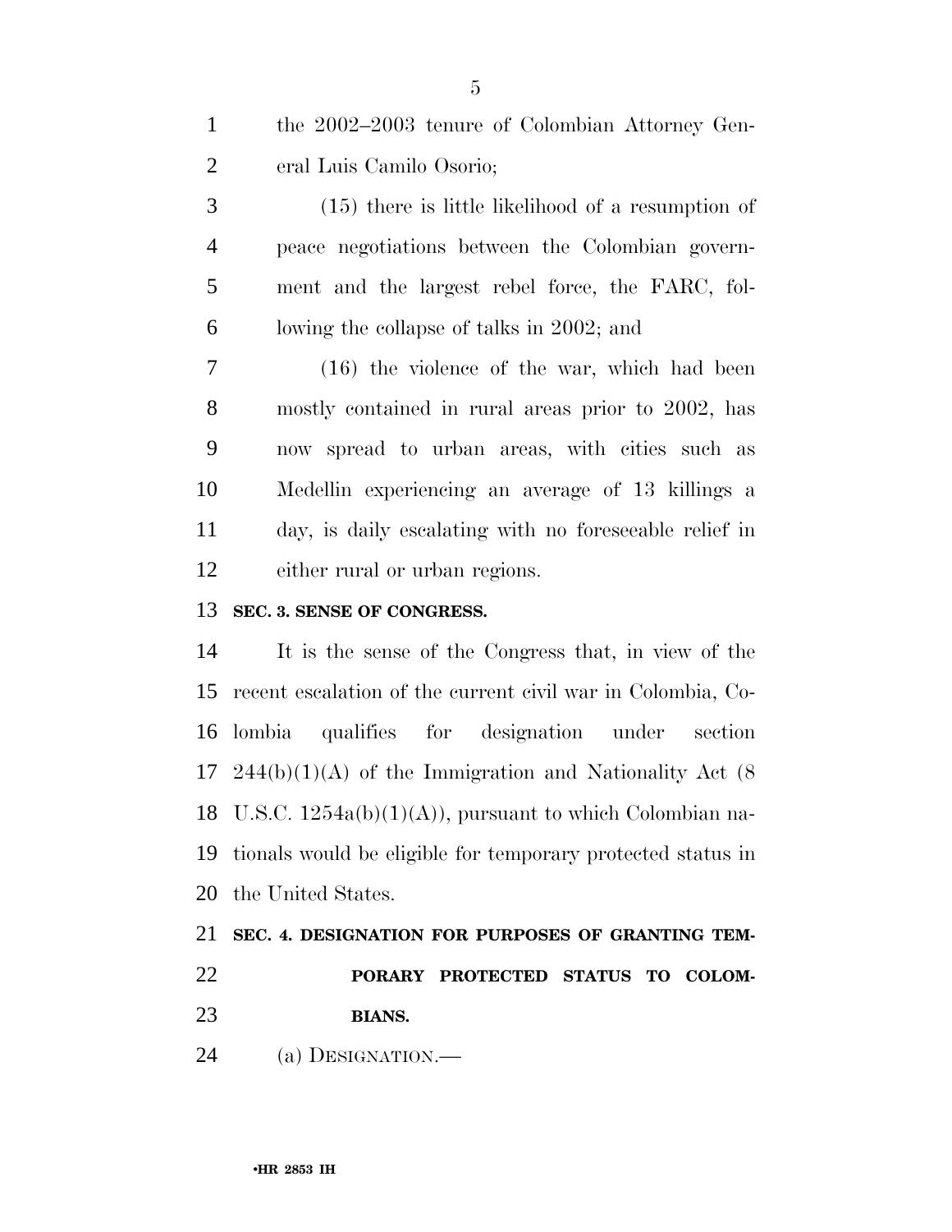the 2002–2003 tenure of Colombian Attorney General Luis Camilo Osorio;

(15) there is little likelihood of a resumption of peace negotiations between the Colombian government and the largest rebel force, the FARC, following the collapse of talks in 2002; and

(16) the violence of the war, which had been mostly contained in rural areas prior to 2002, has now spread to urban areas, with cities such as Medellin experiencing an average of 13 killings a day, is daily escalating with no foreseeable relief in either rural or urban regions.

**SEC. 3. SENSE OF CONGRESS.**

It is the sense of the Congress that, in view of the recent escalation of the current civil war in Colombia, Colombia qualifies for designation under section 244(b)(1)(A) of the Immigration and Nationality Act (8 U.S.C. 1254a(b)(1)(A)), pursuant to which Colombian nationals would be eligible for temporary protected status in the United States.

**SEC. 4. DESIGNATION FOR PURPOSES OF GRANTING TEMPORARY PROTECTED STATUS TO COLOMBIANS.**

(a) DESIGNATION.—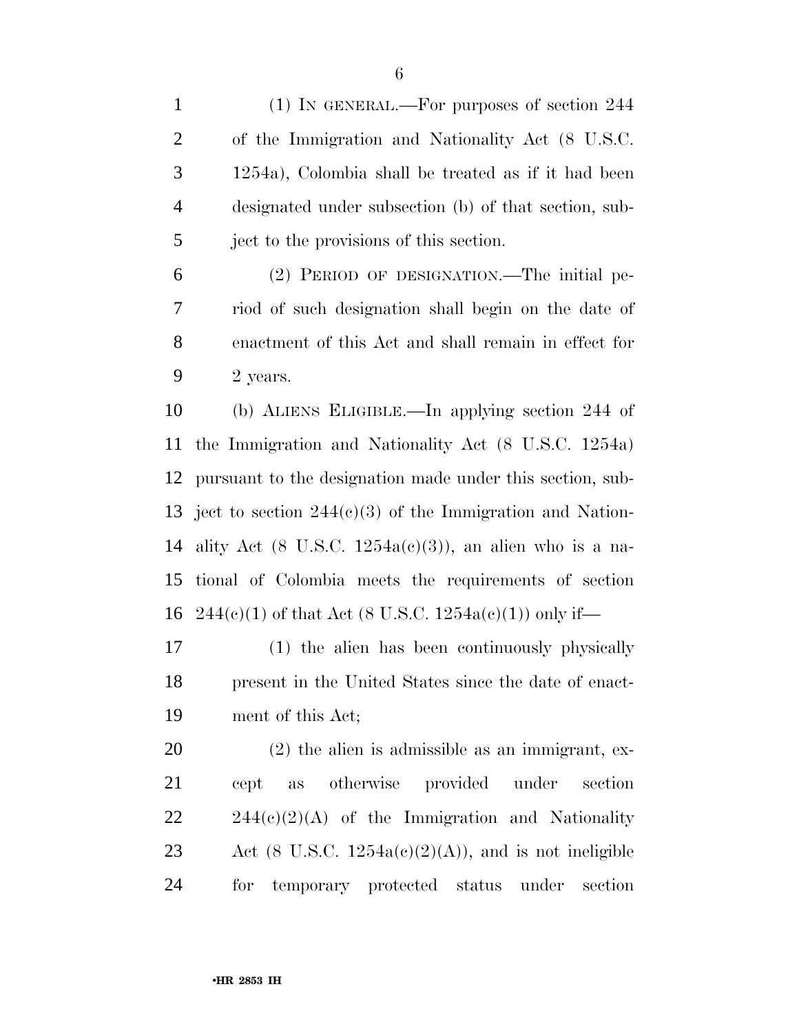(1) IN GENERAL.—For purposes of section 244 of the Immigration and Nationality Act (8 U.S.C. 1254a), Colombia shall be treated as if it had been designated under subsection (b) of that section, subject to the provisions of this section.

(2) PERIOD OF DESIGNATION.—The initial period of such designation shall begin on the date of enactment of this Act and shall remain in effect for 2 years.

(b) ALIENS ELIGIBLE.—In applying section 244 of the Immigration and Nationality Act (8 U.S.C. 1254a) pursuant to the designation made under this section, subject to section 244(c)(3) of the Immigration and Nationality Act (8 U.S.C. 1254a(c)(3)), an alien who is a national of Colombia meets the requirements of section 244(c)(1) of that Act (8 U.S.C. 1254a(c)(1)) only if—

(1) the alien has been continuously physically present in the United States since the date of enactment of this Act;

(2) the alien is admissible as an immigrant, except as otherwise provided under section 244(c)(2)(A) of the Immigration and Nationality Act (8 U.S.C. 1254a(c)(2)(A)), and is not ineligible for temporary protected status under section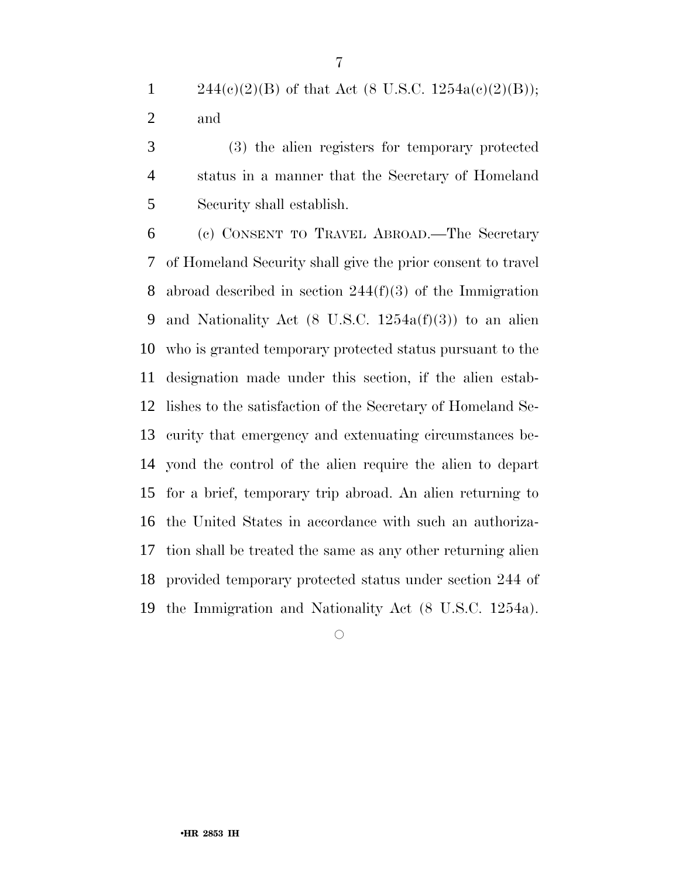244(c)(2)(B) of that Act (8 U.S.C. 1254a(c)(2)(B)); and

(3) the alien registers for temporary protected status in a manner that the Secretary of Homeland Security shall establish.

(c) CONSENT TO TRAVEL ABROAD.—The Secretary of Homeland Security shall give the prior consent to travel abroad described in section 244(f)(3) of the Immigration and Nationality Act (8 U.S.C. 1254a(f)(3)) to an alien who is granted temporary protected status pursuant to the designation made under this section, if the alien establishes to the satisfaction of the Secretary of Homeland Security that emergency and extenuating circumstances beyond the control of the alien require the alien to depart for a brief, temporary trip abroad. An alien returning to the United States in accordance with such an authorization shall be treated the same as any other returning alien provided temporary protected status under section 244 of the Immigration and Nationality Act (8 U.S.C. 1254a).

○